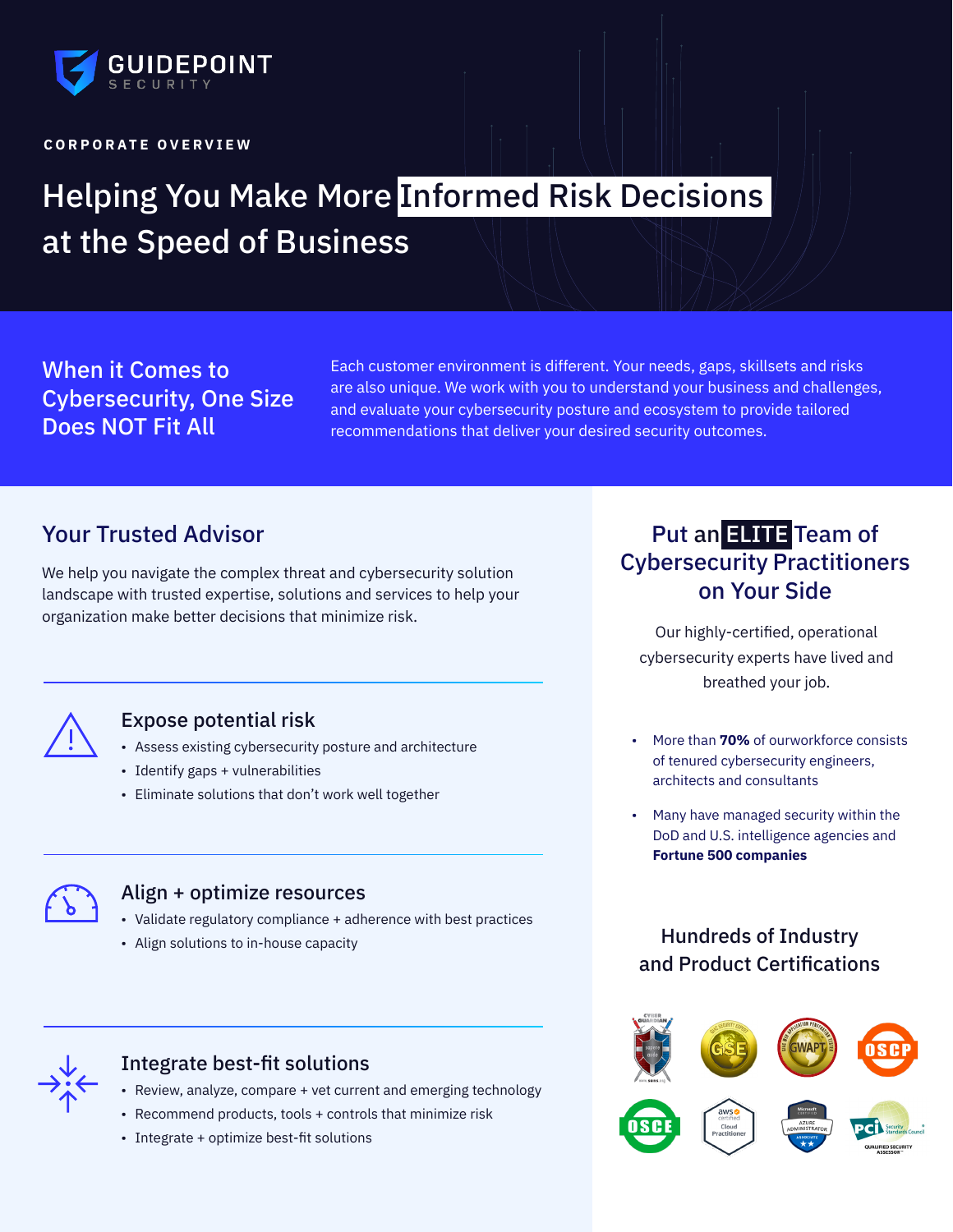GUIDEPOINT SECURITY

CORPORATE OVERVIEW

# Helping You Make More Informed Risk Decisions at the Speed of Business

## When it Comes to Cybersecurity, One Size Does NOT Fit All

Each customer environment is different. Your needs, gaps, skillsets and risks are also unique. We work with you to understand your business and challenges, and evaluate your cybersecurity posture and ecosystem to provide tailored recommendations that deliver your desired security outcomes.

## Your Trusted Advisor

We help you navigate the complex threat and cybersecurity solution landscape with trusted expertise, solutions and services to help your organization make better decisions that minimize risk.

### Expose potential risk

- Assess existing cybersecurity posture and architecture
- Identify gaps + vulnerabilities
- Eliminate solutions that don't work well together

### Align + optimize resources

- Validate regulatory compliance + adherence with best practices
- Align solutions to in-house capacity

### Integrate best-fit solutions

- Review, analyze, compare + vet current and emerging technology
- Recommend products, tools + controls that minimize risk
- Integrate + optimize best-fit solutions

## Put an ELITE Team of Cybersecurity Practitioners on Your Side

Our highly-certified, operational cybersecurity experts have lived and breathed your job.

- More than **70%** of ourworkforce consists of tenured cybersecurity engineers, architects and consultants
- Many have managed security within the DoD and U.S. intelligence agencies and **Fortune 500 companies**

## Hundreds of Industry and Product Certifications

CYBER GUARDIAN · GSE · GWAPT · OSCP · OSCE · AWS Certified Cloud Practitioner · Microsoft Certified Azure Administrator Associate · PCI Security Standards Council Qualified Security Assessor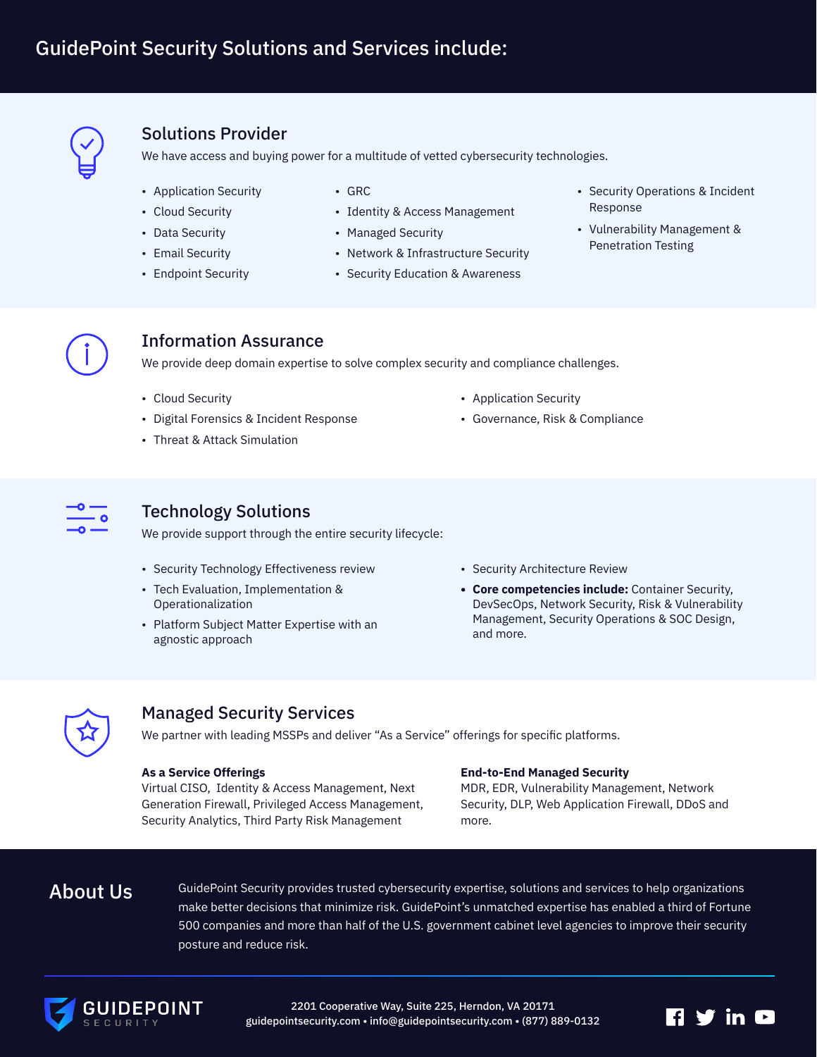# GuidePoint Security Solutions and Services include:

## Solutions Provider

We have access and buying power for a multitude of vetted cybersecurity technologies.

- Application Security
- Cloud Security
- Data Security
- Email Security
- Endpoint Security
- GRC
- Identity & Access Management
- Managed Security
- Network & Infrastructure Security
- Security Education & Awareness
- Security Operations & Incident Response
- Vulnerability Management & Penetration Testing

## Information Assurance

We provide deep domain expertise to solve complex security and compliance challenges.

- Cloud Security
- Digital Forensics & Incident Response
- Threat & Attack Simulation
- Application Security
- Governance, Risk & Compliance

## Technology Solutions

We provide support through the entire security lifecycle:

- Security Technology Effectiveness review
- Tech Evaluation, Implementation & Operationalization
- Platform Subject Matter Expertise with an agnostic approach
- Security Architecture Review
- **Core competencies include:** Container Security, DevSecOps, Network Security, Risk & Vulnerability Management, Security Operations & SOC Design, and more.

## Managed Security Services

We partner with leading MSSPs and deliver "As a Service" offerings for specific platforms.

**As a Service Offerings**
Virtual CISO, Identity & Access Management, Next Generation Firewall, Privileged Access Management, Security Analytics, Third Party Risk Management

**End-to-End Managed Security**
MDR, EDR, Vulnerability Management, Network Security, DLP, Web Application Firewall, DDoS and more.

## About Us

GuidePoint Security provides trusted cybersecurity expertise, solutions and services to help organizations make better decisions that minimize risk. GuidePoint's unmatched expertise has enabled a third of Fortune 500 companies and more than half of the U.S. government cabinet level agencies to improve their security posture and reduce risk.

GUIDEPOINT SECURITY

2201 Cooperative Way, Suite 225, Herndon, VA 20171
guidepointsecurity.com • info@guidepointsecurity.com • (877) 889-0132